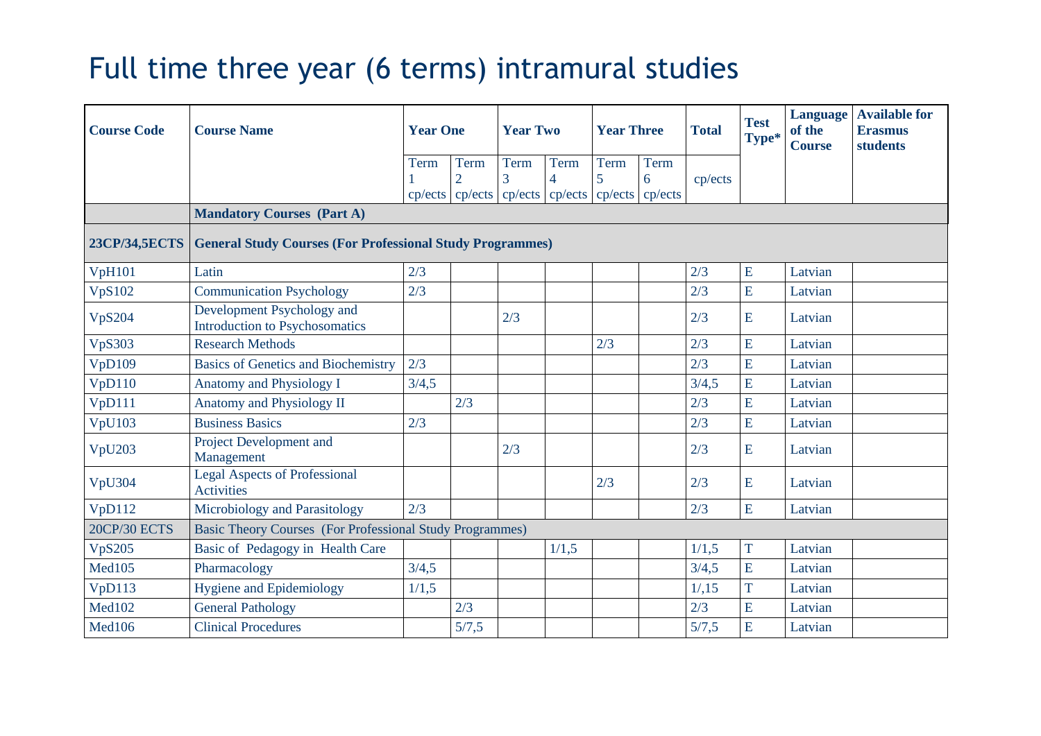# Full time three year (6 terms) intramural studies

| Course Code | Course Name | Year One | | Year Two | | Year Three | | Total | Test Type* | Language of the Course | Available for Erasmus students |
|---|---|---|---|---|---|---|---|---|---|---|---|
| | | Term 1 cp/ects | Term 2 cp/ects | Term 3 cp/ects | Term 4 cp/ects | Term 5 cp/ects | Term 6 cp/ects | cp/ects | | | |
| | **Mandatory Courses (Part A)** | | | | | | | | | | |
| **23CP/34,5ECTS** | **General Study Courses (For Professional Study Programmes)** | | | | | | | | | | |
| VpH101 | Latin | 2/3 | | | | | | 2/3 | E | Latvian | |
| VpS102 | Communication Psychology | 2/3 | | | | | | 2/3 | E | Latvian | |
| VpS204 | Development Psychology and Introduction to Psychosomatics | | | 2/3 | | | | 2/3 | E | Latvian | |
| VpS303 | Research Methods | | | | | 2/3 | | 2/3 | E | Latvian | |
| VpD109 | Basics of Genetics and Biochemistry | 2/3 | | | | | | 2/3 | E | Latvian | |
| VpD110 | Anatomy and Physiology I | 3/4,5 | | | | | | 3/4,5 | E | Latvian | |
| VpD111 | Anatomy and Physiology II | | 2/3 | | | | | 2/3 | E | Latvian | |
| VpU103 | Business Basics | 2/3 | | | | | | 2/3 | E | Latvian | |
| VpU203 | Project Development and Management | | | 2/3 | | | | 2/3 | E | Latvian | |
| VpU304 | Legal Aspects of Professional Activities | | | | | 2/3 | | 2/3 | E | Latvian | |
| VpD112 | Microbiology and Parasitology | 2/3 | | | | | | 2/3 | E | Latvian | |
| 20CP/30 ECTS | Basic Theory Courses (For Professional Study Programmes) | | | | | | | | | | |
| VpS205 | Basic of Pedagogy in Health Care | | | | 1/1,5 | | | 1/1,5 | T | Latvian | |
| Med105 | Pharmacology | 3/4,5 | | | | | | 3/4,5 | E | Latvian | |
| VpD113 | Hygiene and Epidemiology | 1/1,5 | | | | | | 1/,15 | T | Latvian | |
| Med102 | General Pathology | | 2/3 | | | | | 2/3 | E | Latvian | |
| Med106 | Clinical Procedures | | 5/7,5 | | | | | 5/7,5 | E | Latvian | |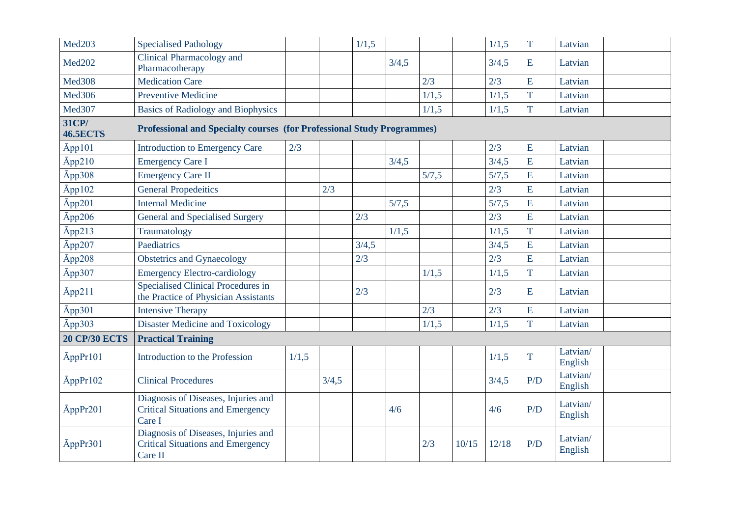| | | | | | | | | | | | |
|---|---|---|---|---|---|---|---|---|---|---|---|
| Med203 | Specialised Pathology | | | 1/1,5 | | | | 1/1,5 | T | Latvian | |
| Med202 | Clinical Pharmacology and Pharmacotherapy | | | | 3/4,5 | | | 3/4,5 | E | Latvian | |
| Med308 | Medication Care | | | | | 2/3 | | 2/3 | E | Latvian | |
| Med306 | Preventive Medicine | | | | | 1/1,5 | | 1/1,5 | T | Latvian | |
| Med307 | Basics of Radiology and Biophysics | | | | | 1/1,5 | | 1/1,5 | T | Latvian | |
| **31CP/ 46.5ECTS** | **Professional and Specialty courses (for Professional Study Programmes)** | | | | | | | | | | |
| Āpp101 | Introduction to Emergency Care | 2/3 | | | | | | 2/3 | E | Latvian | |
| Āpp210 | Emergency Care I | | | | 3/4,5 | | | 3/4,5 | E | Latvian | |
| Āpp308 | Emergency Care II | | | | | 5/7,5 | | 5/7,5 | E | Latvian | |
| Āpp102 | General Propedeitics | | 2/3 | | | | | 2/3 | E | Latvian | |
| Āpp201 | Internal Medicine | | | | 5/7,5 | | | 5/7,5 | E | Latvian | |
| Āpp206 | General and Specialised Surgery | | | 2/3 | | | | 2/3 | E | Latvian | |
| Āpp213 | Traumatology | | | | 1/1,5 | | | 1/1,5 | T | Latvian | |
| Āpp207 | Paediatrics | | | 3/4,5 | | | | 3/4,5 | E | Latvian | |
| Āpp208 | Obstetrics and Gynaecology | | | 2/3 | | | | 2/3 | E | Latvian | |
| Āpp307 | Emergency Electro-cardiology | | | | | 1/1,5 | | 1/1,5 | T | Latvian | |
| Āpp211 | Specialised Clinical Procedures in the Practice of Physician Assistants | | | 2/3 | | | | 2/3 | E | Latvian | |
| Āpp301 | Intensive Therapy | | | | | 2/3 | | 2/3 | E | Latvian | |
| Āpp303 | Disaster Medicine and Toxicology | | | | | 1/1,5 | | 1/1,5 | T | Latvian | |
| **20 CP/30 ECTS** | **Practical Training** | | | | | | | | | | |
| ĀppPr101 | Introduction to the Profession | 1/1,5 | | | | | | 1/1,5 | T | Latvian/ English | |
| ĀppPr102 | Clinical Procedures | | 3/4,5 | | | | | 3/4,5 | P/D | Latvian/ English | |
| ĀppPr201 | Diagnosis of Diseases, Injuries and Critical Situations and Emergency Care I | | | | 4/6 | | | 4/6 | P/D | Latvian/ English | |
| ĀppPr301 | Diagnosis of Diseases, Injuries and Critical Situations and Emergency Care II | | | | | 2/3 | 10/15 | 12/18 | P/D | Latvian/ English | |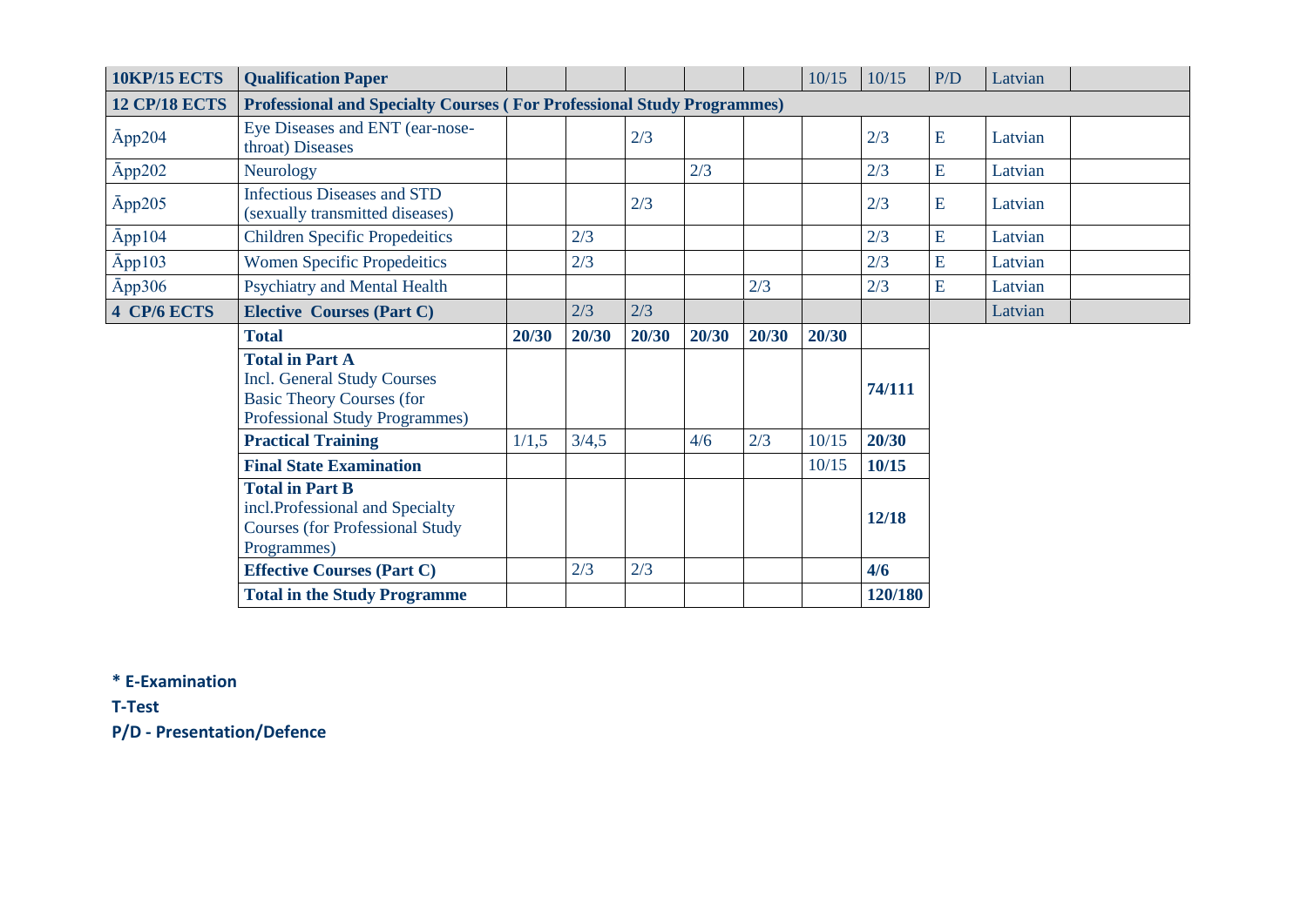| | | | | | | | | | | | |
|---|---|---|---|---|---|---|---|---|---|---|---|
| **10KP/15 ECTS** | **Qualification Paper** | | | | | | 10/15 | 10/15 | P/D | Latvian | |
| **12 CP/18 ECTS** | **Professional and Specialty Courses ( For Professional Study Programmes)** | | | | | | | | | | |
| Āpp204 | Eye Diseases and ENT (ear-nose-throat) Diseases | | | 2/3 | | | | 2/3 | E | Latvian | |
| Āpp202 | Neurology | | | | 2/3 | | | 2/3 | E | Latvian | |
| Āpp205 | Infectious Diseases and STD (sexually transmitted diseases) | | | 2/3 | | | | 2/3 | E | Latvian | |
| Āpp104 | Children Specific Propedeitics | | 2/3 | | | | | 2/3 | E | Latvian | |
| Āpp103 | Women Specific Propedeitics | | 2/3 | | | | | 2/3 | E | Latvian | |
| Āpp306 | Psychiatry and Mental Health | | | | | 2/3 | | 2/3 | E | Latvian | |
| **4 CP/6 ECTS** | **Elective Courses (Part C)** | | 2/3 | 2/3 | | | | | | Latvian | |
| | **Total** | **20/30** | **20/30** | **20/30** | **20/30** | **20/30** | **20/30** | | | | |
| | **Total in Part A** Incl. General Study Courses Basic Theory Courses (for Professional Study Programmes) | | | | | | | **74/111** | | | |
| | **Practical Training** | 1/1,5 | 3/4,5 | | 4/6 | 2/3 | 10/15 | **20/30** | | | |
| | **Final State Examination** | | | | | | 10/15 | **10/15** | | | |
| | **Total in Part B** incl.Professional and Specialty Courses (for Professional Study Programmes) | | | | | | | **12/18** | | | |
| | **Effective Courses (Part C)** | | 2/3 | 2/3 | | | | **4/6** | | | |
| | **Total in the Study Programme** | | | | | | | **120/180** | | | |

**\* E-Examination**

**T-Test**

**P/D - Presentation/Defence**